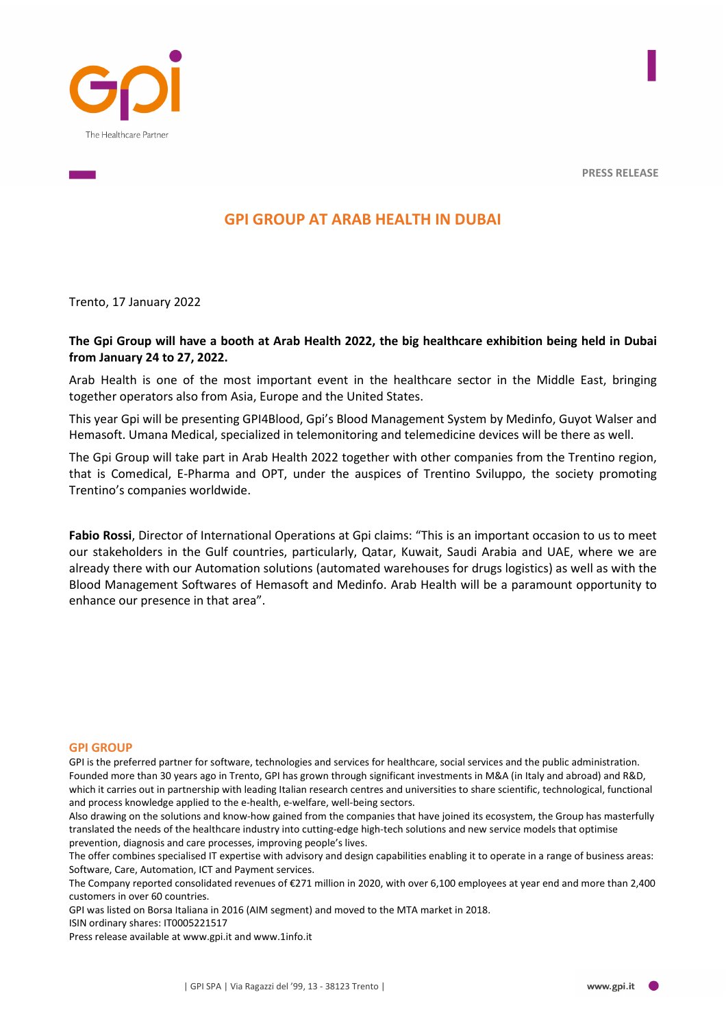PRESS RELEASE

# GPI GROUP AT ARAB HEALTH IN DUBAI

Trento, 17 January 2022

**The Gpi Group will have a booth at Arab Health 2022, the big healthcare exhibition being held in Dubai from January 24 to 27, 2022.**

Arab Health is one of the most important event in the healthcare sector in the Middle East, bringing together operators also from Asia, Europe and the United States.

This year Gpi will be presenting GPI4Blood, Gpi's Blood Management System by Medinfo, Guyot Walser and Hemasoft. Umana Medical, specialized in telemonitoring and telemedicine devices will be there as well.

The Gpi Group will take part in Arab Health 2022 together with other companies from the Trentino region, that is Comedical, E-Pharma and OPT, under the auspices of Trentino Sviluppo, the society promoting Trentino's companies worldwide.

**Fabio Rossi**, Director of International Operations at Gpi claims: "This is an important occasion to us to meet our stakeholders in the Gulf countries, particularly, Qatar, Kuwait, Saudi Arabia and UAE, where we are already there with our Automation solutions (automated warehouses for drugs logistics) as well as with the Blood Management Softwares of Hemasoft and Medinfo. Arab Health will be a paramount opportunity to enhance our presence in that area".

## GPI GROUP

GPI is the preferred partner for software, technologies and services for healthcare, social services and the public administration. Founded more than 30 years ago in Trento, GPI has grown through significant investments in M&A (in Italy and abroad) and R&D, which it carries out in partnership with leading Italian research centres and universities to share scientific, technological, functional and process knowledge applied to the e-health, e-welfare, well-being sectors.

Also drawing on the solutions and know-how gained from the companies that have joined its ecosystem, the Group has masterfully translated the needs of the healthcare industry into cutting-edge high-tech solutions and new service models that optimise prevention, diagnosis and care processes, improving people's lives.

The offer combines specialised IT expertise with advisory and design capabilities enabling it to operate in a range of business areas: Software, Care, Automation, ICT and Payment services.

The Company reported consolidated revenues of €271 million in 2020, with over 6,100 employees at year end and more than 2,400 customers in over 60 countries.

GPI was listed on Borsa Italiana in 2016 (AIM segment) and moved to the MTA market in 2018.

ISIN ordinary shares: IT0005221517

Press release available at www.gpi.it and www.1info.it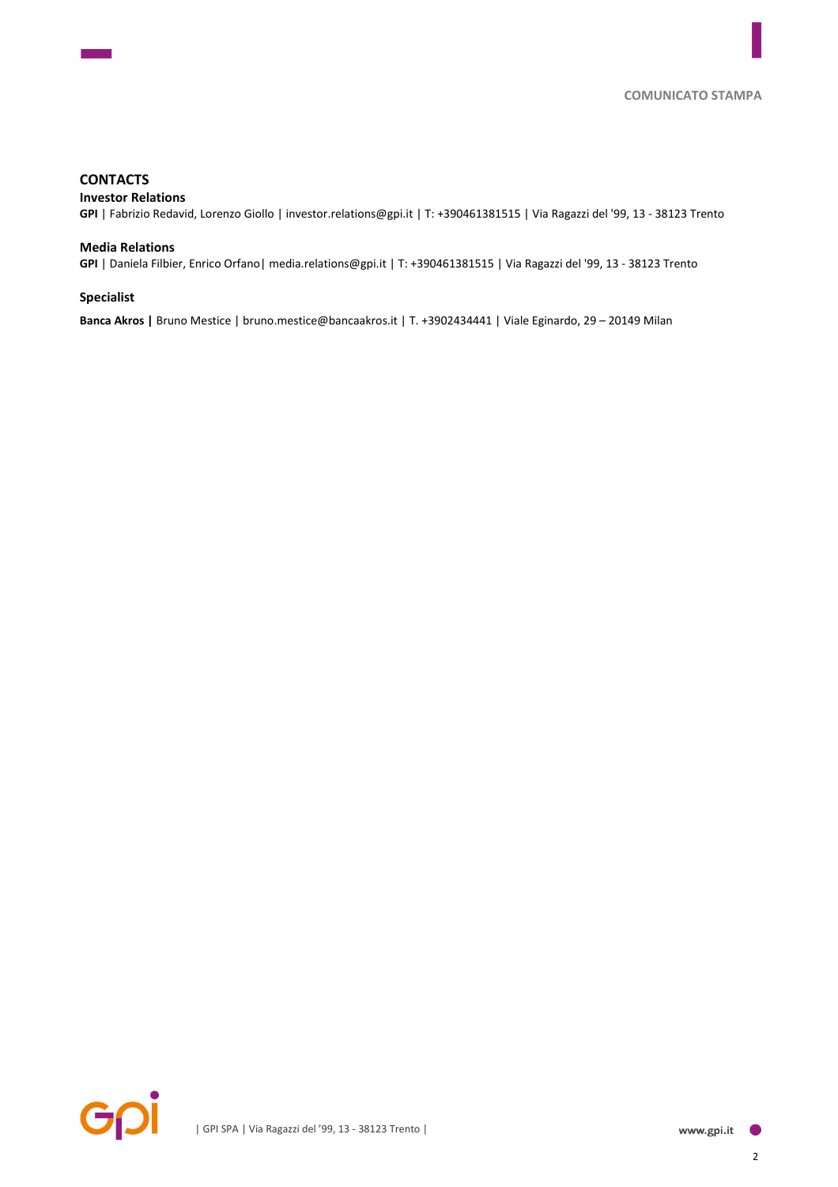## CONTACTS

### Investor Relations

**GPI** | Fabrizio Redavid, Lorenzo Giollo | investor.relations@gpi.it | T: +390461381515 | Via Ragazzi del '99, 13 - 38123 Trento

### Media Relations

**GPI** | Daniela Filbier, Enrico Orfano| media.relations@gpi.it | T: +390461381515 | Via Ragazzi del '99, 13 - 38123 Trento

### Specialist

**Banca Akros |** Bruno Mestice | bruno.mestice@bancaakros.it | T. +3902434441 | Viale Eginardo, 29 – 20149 Milan